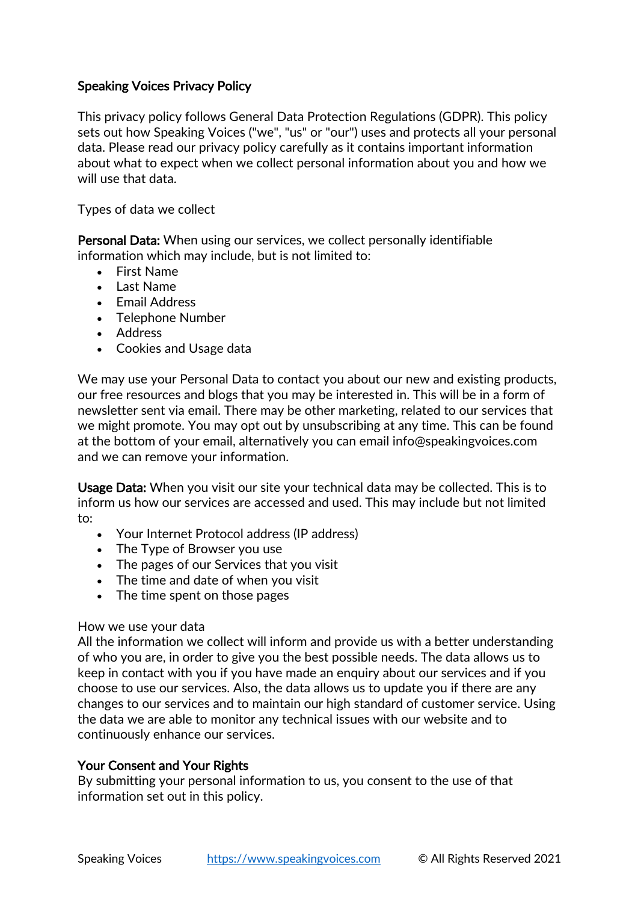# Speaking Voices Privacy Policy

This privacy policy follows General Data Protection Regulations (GDPR). This policy sets out how Speaking Voices ("we", "us" or "our") uses and protects all your personal data. Please read our privacy policy carefully as it contains important information about what to expect when we collect personal information about you and how we will use that data.

Types of data we collect

**Personal Data:** When using our services, we collect personally identifiable information which may include, but is not limited to:

- First Name
- Last Name
- Email Address
- Telephone Number
- Address
- Cookies and Usage data

We may use your Personal Data to contact you about our new and existing products, our free resources and blogs that you may be interested in. This will be in a form of newsletter sent via email. There may be other marketing, related to our services that we might promote. You may opt out by unsubscribing at any time. This can be found at the bottom of your email, alternatively you can email info@speakingvoices.com and we can remove your information.

**Usage Data:** When you visit our site your technical data may be collected. This is to inform us how our services are accessed and used. This may include but not limited to:

- Your Internet Protocol address (IP address)
- The Type of Browser you use
- The pages of our Services that you visit
- The time and date of when you visit
- The time spent on those pages

How we use your data
All the information we collect will inform and provide us with a better understanding of who you are, in order to give you the best possible needs. The data allows us to keep in contact with you if you have made an enquiry about our services and if you choose to use our services. Also, the data allows us to update you if there are any changes to our services and to maintain our high standard of customer service. Using the data we are able to monitor any technical issues with our website and to continuously enhance our services.

**Your Consent and Your Rights**
By submitting your personal information to us, you consent to the use of that information set out in this policy.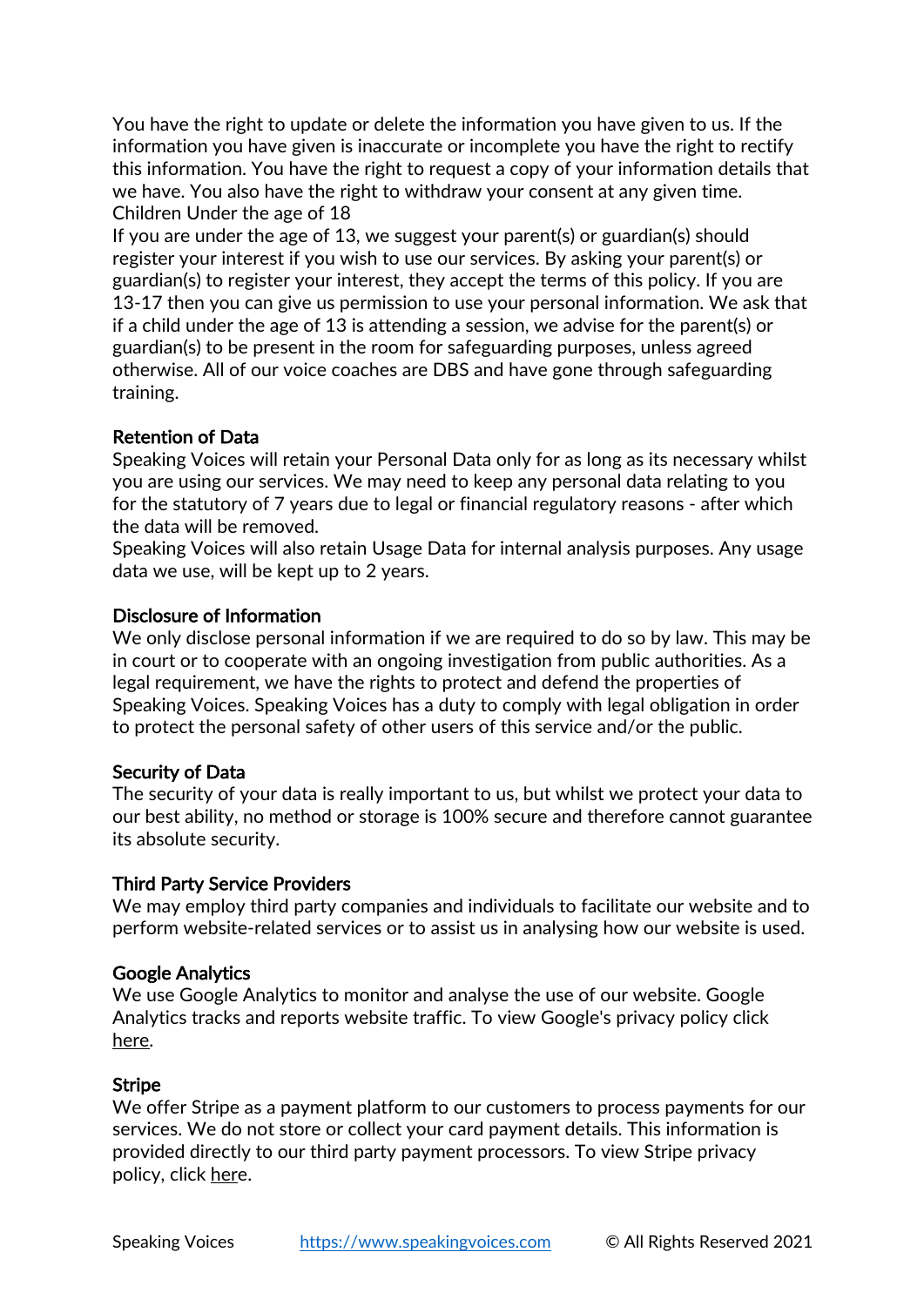You have the right to update or delete the information you have given to us. If the information you have given is inaccurate or incomplete you have the right to rectify this information. You have the right to request a copy of your information details that we have. You also have the right to withdraw your consent at any given time.
Children Under the age of 18
If you are under the age of 13, we suggest your parent(s) or guardian(s) should register your interest if you wish to use our services. By asking your parent(s) or guardian(s) to register your interest, they accept the terms of this policy. If you are 13-17 then you can give us permission to use your personal information. We ask that if a child under the age of 13 is attending a session, we advise for the parent(s) or guardian(s) to be present in the room for safeguarding purposes, unless agreed otherwise. All of our voice coaches are DBS and have gone through safeguarding training.

**Retention of Data**
Speaking Voices will retain your Personal Data only for as long as its necessary whilst you are using our services. We may need to keep any personal data relating to you for the statutory of 7 years due to legal or financial regulatory reasons - after which the data will be removed.
Speaking Voices will also retain Usage Data for internal analysis purposes. Any usage data we use, will be kept up to 2 years.

**Disclosure of Information**
We only disclose personal information if we are required to do so by law. This may be in court or to cooperate with an ongoing investigation from public authorities. As a legal requirement, we have the rights to protect and defend the properties of Speaking Voices. Speaking Voices has a duty to comply with legal obligation in order to protect the personal safety of other users of this service and/or the public.

**Security of Data**
The security of your data is really important to us, but whilst we protect your data to our best ability, no method or storage is 100% secure and therefore cannot guarantee its absolute security.

**Third Party Service Providers**
We may employ third party companies and individuals to facilitate our website and to perform website-related services or to assist us in analysing how our website is used.

**Google Analytics**
We use Google Analytics to monitor and analyse the use of our website. Google Analytics tracks and reports website traffic. To view Google's privacy policy click here.

**Stripe**
We offer Stripe as a payment platform to our customers to process payments for our services. We do not store or collect your card payment details. This information is provided directly to our third party payment processors. To view Stripe privacy policy, click here.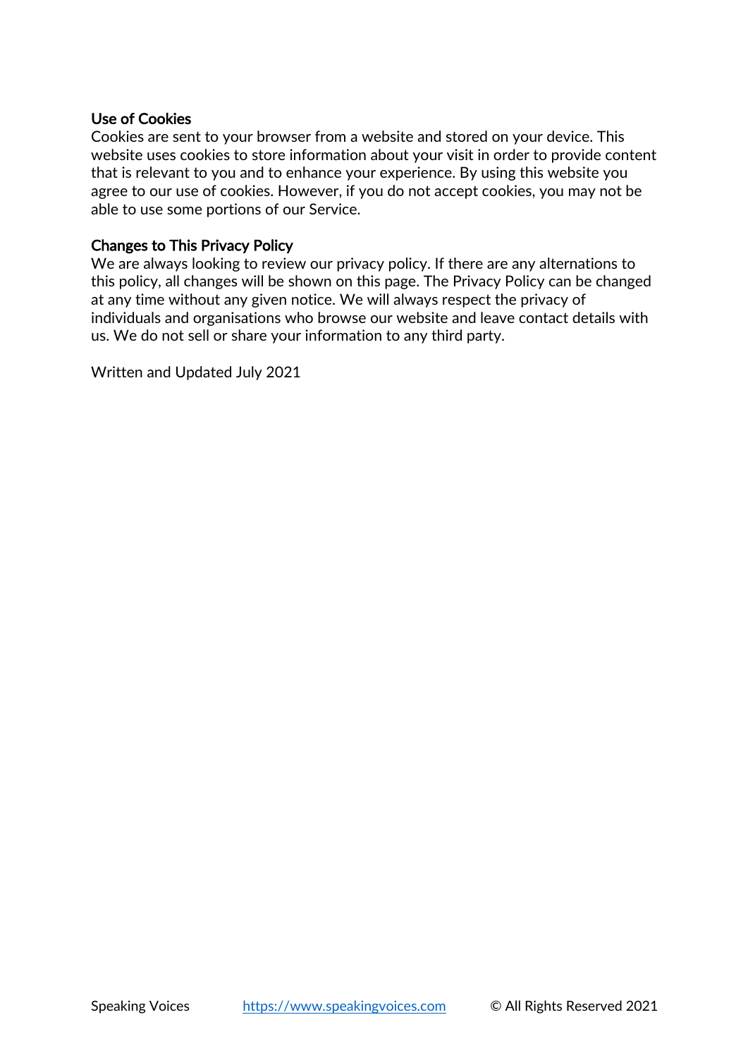## Use of Cookies

Cookies are sent to your browser from a website and stored on your device. This website uses cookies to store information about your visit in order to provide content that is relevant to you and to enhance your experience. By using this website you agree to our use of cookies. However, if you do not accept cookies, you may not be able to use some portions of our Service.

## Changes to This Privacy Policy

We are always looking to review our privacy policy. If there are any alternations to this policy, all changes will be shown on this page. The Privacy Policy can be changed at any time without any given notice. We will always respect the privacy of individuals and organisations who browse our website and leave contact details with us. We do not sell or share your information to any third party.

Written and Updated July 2021